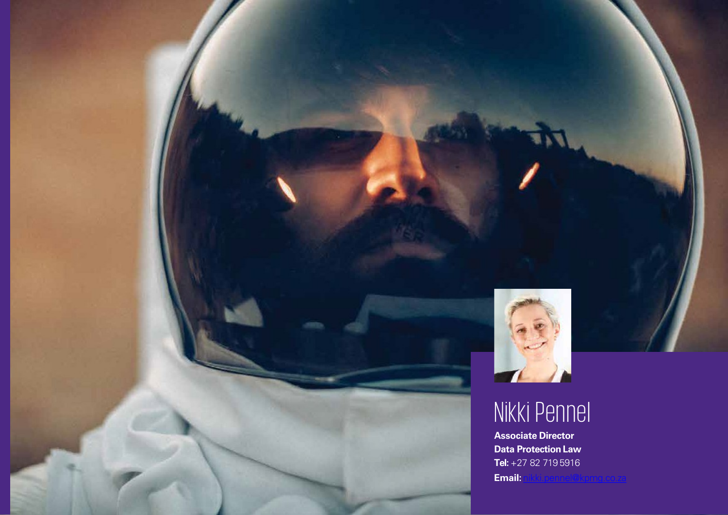# Nikki Pennel

**Associate Director**
**Data Protection Law**
**Tel:** +27 82 719 5916
**Email:** nikki.pennel@kpmg.co.za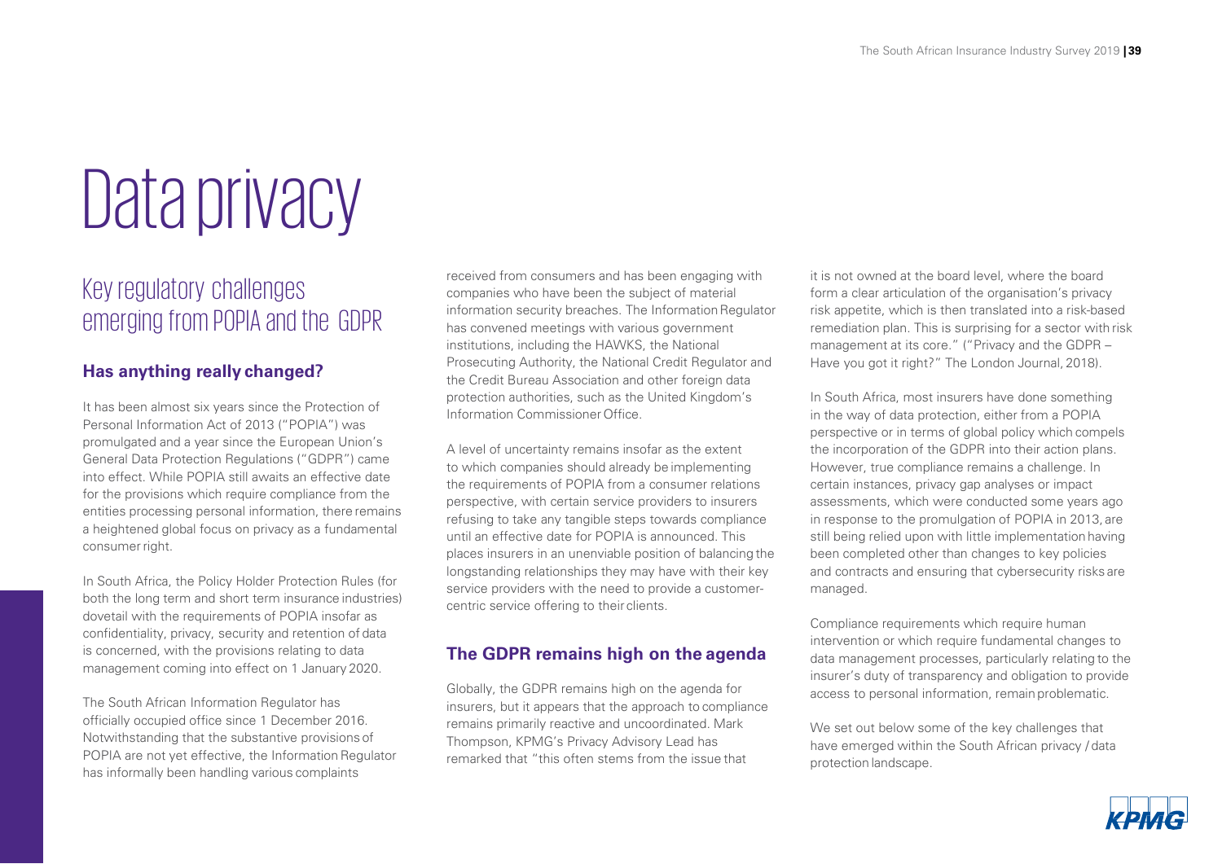# Data privacy

## Key regulatory challenges emerging from POPIA and the GDPR

### Has anything really changed?

It has been almost six years since the Protection of Personal Information Act of 2013 ("POPIA") was promulgated and a year since the European Union's General Data Protection Regulations ("GDPR") came into effect. While POPIA still awaits an effective date for the provisions which require compliance from the entities processing personal information, there remains a heightened global focus on privacy as a fundamental consumer right.

In South Africa, the Policy Holder Protection Rules (for both the long term and short term insurance industries) dovetail with the requirements of POPIA insofar as confidentiality, privacy, security and retention of data is concerned, with the provisions relating to data management coming into effect on 1 January 2020.

The South African Information Regulator has officially occupied office since 1 December 2016. Notwithstanding that the substantive provisions of POPIA are not yet effective, the Information Regulator has informally been handling various complaints received from consumers and has been engaging with companies who have been the subject of material information security breaches. The Information Regulator has convened meetings with various government institutions, including the HAWKS, the National Prosecuting Authority, the National Credit Regulator and the Credit Bureau Association and other foreign data protection authorities, such as the United Kingdom's Information Commissioner Office.

A level of uncertainty remains insofar as the extent to which companies should already be implementing the requirements of POPIA from a consumer relations perspective, with certain service providers to insurers refusing to take any tangible steps towards compliance until an effective date for POPIA is announced. This places insurers in an unenviable position of balancing the longstanding relationships they may have with their key service providers with the need to provide a customer-centric service offering to their clients.

### The GDPR remains high on the agenda

Globally, the GDPR remains high on the agenda for insurers, but it appears that the approach to compliance remains primarily reactive and uncoordinated. Mark Thompson, KPMG's Privacy Advisory Lead has remarked that "this often stems from the issue that it is not owned at the board level, where the board form a clear articulation of the organisation's privacy risk appetite, which is then translated into a risk-based remediation plan. This is surprising for a sector with risk management at its core." ("Privacy and the GDPR – Have you got it right?" The London Journal, 2018).

In South Africa, most insurers have done something in the way of data protection, either from a POPIA perspective or in terms of global policy which compels the incorporation of the GDPR into their action plans. However, true compliance remains a challenge. In certain instances, privacy gap analyses or impact assessments, which were conducted some years ago in response to the promulgation of POPIA in 2013, are still being relied upon with little implementation having been completed other than changes to key policies and contracts and ensuring that cybersecurity risks are managed.

Compliance requirements which require human intervention or which require fundamental changes to data management processes, particularly relating to the insurer's duty of transparency and obligation to provide access to personal information, remain problematic.

We set out below some of the key challenges that have emerged within the South African privacy / data protection landscape.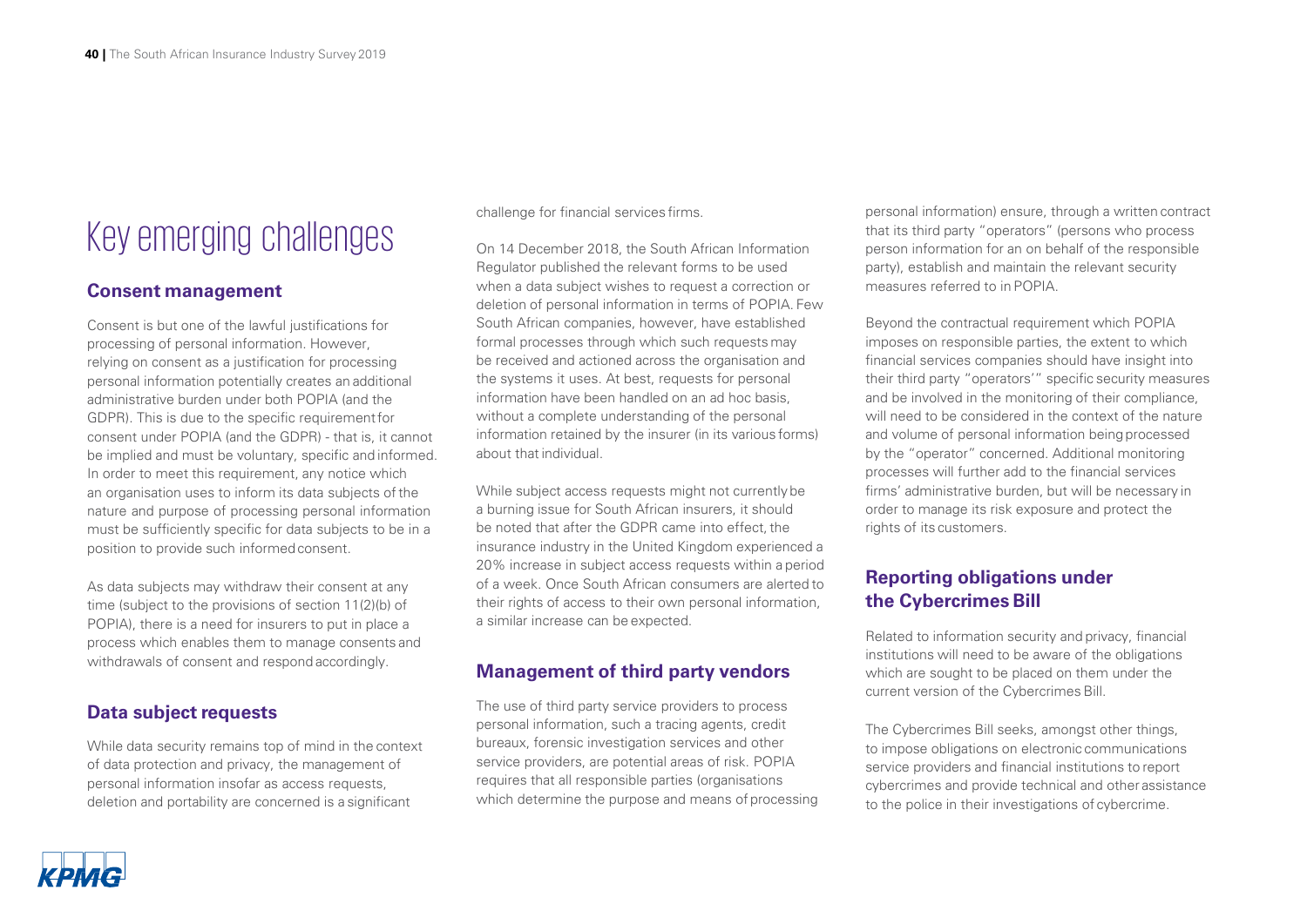# Key emerging challenges

## Consent management

Consent is but one of the lawful justifications for processing of personal information. However, relying on consent as a justification for processing personal information potentially creates an additional administrative burden under both POPIA (and the GDPR). This is due to the specific requirement for consent under POPIA (and the GDPR) - that is, it cannot be implied and must be voluntary, specific and informed. In order to meet this requirement, any notice which an organisation uses to inform its data subjects of the nature and purpose of processing personal information must be sufficiently specific for data subjects to be in a position to provide such informed consent.

As data subjects may withdraw their consent at any time (subject to the provisions of section 11(2)(b) of POPIA), there is a need for insurers to put in place a process which enables them to manage consents and withdrawals of consent and respond accordingly.

## Data subject requests

While data security remains top of mind in the context of data protection and privacy, the management of personal information insofar as access requests, deletion and portability are concerned is a significant challenge for financial services firms.

On 14 December 2018, the South African Information Regulator published the relevant forms to be used when a data subject wishes to request a correction or deletion of personal information in terms of POPIA. Few South African companies, however, have established formal processes through which such requests may be received and actioned across the organisation and the systems it uses. At best, requests for personal information have been handled on an ad hoc basis, without a complete understanding of the personal information retained by the insurer (in its various forms) about that individual.

While subject access requests might not currently be a burning issue for South African insurers, it should be noted that after the GDPR came into effect, the insurance industry in the United Kingdom experienced a 20% increase in subject access requests within a period of a week. Once South African consumers are alerted to their rights of access to their own personal information, a similar increase can be expected.

## Management of third party vendors

The use of third party service providers to process personal information, such a tracing agents, credit bureaux, forensic investigation services and other service providers, are potential areas of risk. POPIA requires that all responsible parties (organisations which determine the purpose and means of processing personal information) ensure, through a written contract that its third party "operators" (persons who process person information for an on behalf of the responsible party), establish and maintain the relevant security measures referred to in POPIA.

Beyond the contractual requirement which POPIA imposes on responsible parties, the extent to which financial services companies should have insight into their third party "operators'" specific security measures and be involved in the monitoring of their compliance, will need to be considered in the context of the nature and volume of personal information being processed by the "operator" concerned. Additional monitoring processes will further add to the financial services firms' administrative burden, but will be necessary in order to manage its risk exposure and protect the rights of its customers.

## Reporting obligations under the Cybercrimes Bill

Related to information security and privacy, financial institutions will need to be aware of the obligations which are sought to be placed on them under the current version of the Cybercrimes Bill.

The Cybercrimes Bill seeks, amongst other things, to impose obligations on electronic communications service providers and financial institutions to report cybercrimes and provide technical and other assistance to the police in their investigations of cybercrime.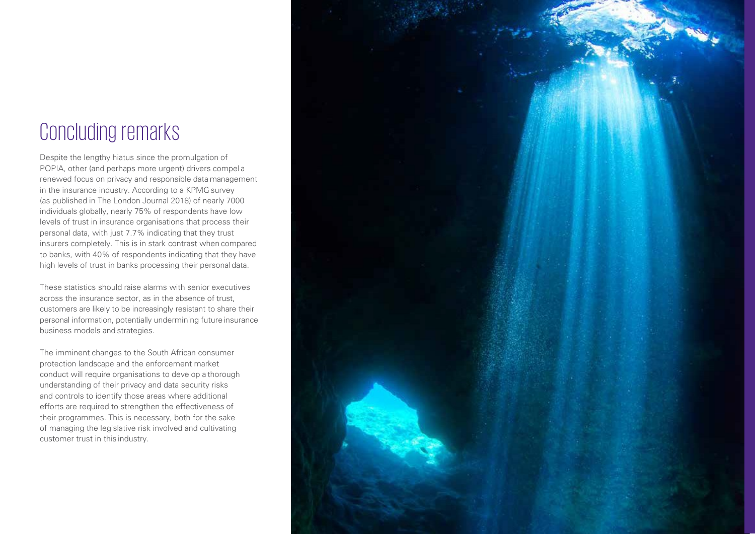# Concluding remarks

Despite the lengthy hiatus since the promulgation of POPIA, other (and perhaps more urgent) drivers compel a renewed focus on privacy and responsible data management in the insurance industry. According to a KPMG survey (as published in The London Journal 2018) of nearly 7000 individuals globally, nearly 75% of respondents have low levels of trust in insurance organisations that process their personal data, with just 7.7% indicating that they trust insurers completely. This is in stark contrast when compared to banks, with 40% of respondents indicating that they have high levels of trust in banks processing their personal data.

These statistics should raise alarms with senior executives across the insurance sector, as in the absence of trust, customers are likely to be increasingly resistant to share their personal information, potentially undermining future insurance business models and strategies.

The imminent changes to the South African consumer protection landscape and the enforcement market conduct will require organisations to develop a thorough understanding of their privacy and data security risks and controls to identify those areas where additional efforts are required to strengthen the effectiveness of their programmes. This is necessary, both for the sake of managing the legislative risk involved and cultivating customer trust in this industry.